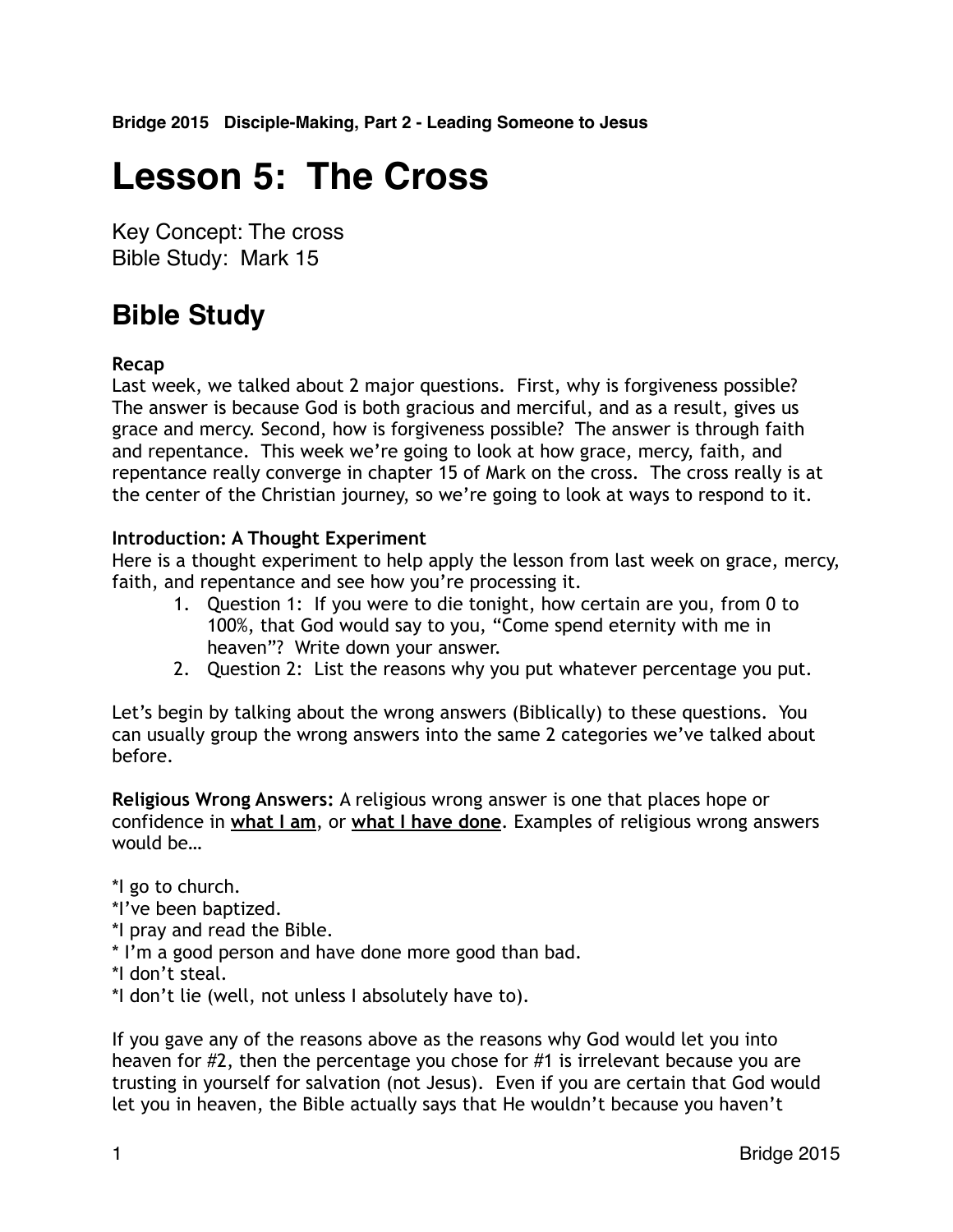**Bridge 2015 Disciple-Making, Part 2 - Leading Someone to Jesus**

# Lesson 5: The Cross

Key Concept: The cross
Bible Study: Mark 15

## Bible Study

**Recap**
Last week, we talked about 2 major questions. First, why is forgiveness possible? The answer is because God is both gracious and merciful, and as a result, gives us grace and mercy. Second, how is forgiveness possible? The answer is through faith and repentance. This week we're going to look at how grace, mercy, faith, and repentance really converge in chapter 15 of Mark on the cross. The cross really is at the center of the Christian journey, so we're going to look at ways to respond to it.

**Introduction: A Thought Experiment**
Here is a thought experiment to help apply the lesson from last week on grace, mercy, faith, and repentance and see how you're processing it.

1. Question 1: If you were to die tonight, how certain are you, from 0 to 100%, that God would say to you, "Come spend eternity with me in heaven"? Write down your answer.
2. Question 2: List the reasons why you put whatever percentage you put.

Let's begin by talking about the wrong answers (Biblically) to these questions. You can usually group the wrong answers into the same 2 categories we've talked about before.

**Religious Wrong Answers:** A religious wrong answer is one that places hope or confidence in **<u>what I am</u>**, or **<u>what I have done</u>**. Examples of religious wrong answers would be…

*I go to church.
*I've been baptized.
*I pray and read the Bible.
* I'm a good person and have done more good than bad.
*I don't steal.
*I don't lie (well, not unless I absolutely have to).

If you gave any of the reasons above as the reasons why God would let you into heaven for #2, then the percentage you chose for #1 is irrelevant because you are trusting in yourself for salvation (not Jesus). Even if you are certain that God would let you in heaven, the Bible actually says that He wouldn't because you haven't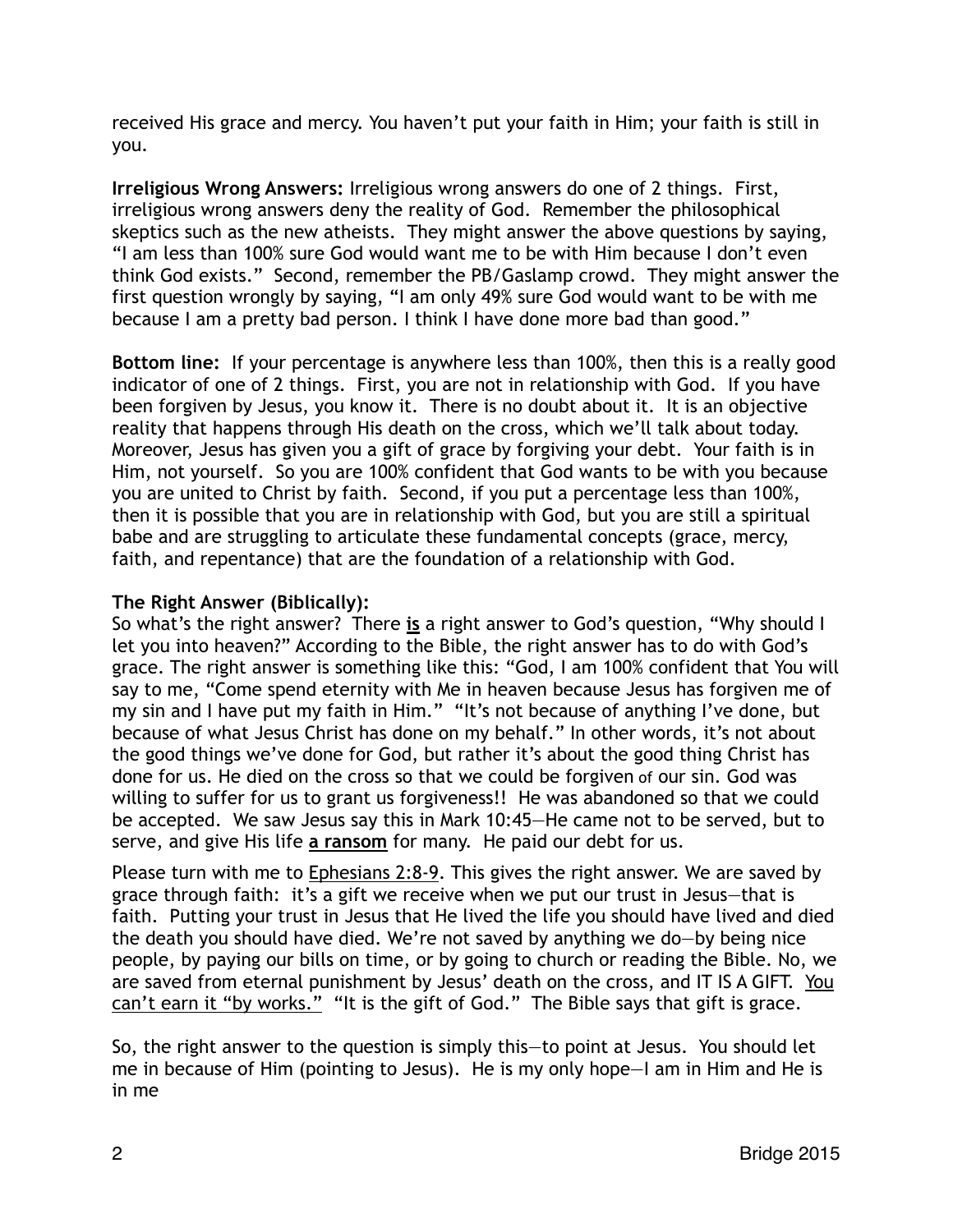received His grace and mercy. You haven't put your faith in Him; your faith is still in you.

**Irreligious Wrong Answers:** Irreligious wrong answers do one of 2 things. First, irreligious wrong answers deny the reality of God. Remember the philosophical skeptics such as the new atheists. They might answer the above questions by saying, "I am less than 100% sure God would want me to be with Him because I don't even think God exists." Second, remember the PB/Gaslamp crowd. They might answer the first question wrongly by saying, "I am only 49% sure God would want to be with me because I am a pretty bad person. I think I have done more bad than good."

**Bottom line:** If your percentage is anywhere less than 100%, then this is a really good indicator of one of 2 things. First, you are not in relationship with God. If you have been forgiven by Jesus, you know it. There is no doubt about it. It is an objective reality that happens through His death on the cross, which we'll talk about today. Moreover, Jesus has given you a gift of grace by forgiving your debt. Your faith is in Him, not yourself. So you are 100% confident that God wants to be with you because you are united to Christ by faith. Second, if you put a percentage less than 100%, then it is possible that you are in relationship with God, but you are still a spiritual babe and are struggling to articulate these fundamental concepts (grace, mercy, faith, and repentance) that are the foundation of a relationship with God.

**The Right Answer (Biblically):**

So what's the right answer? There **is** a right answer to God's question, "Why should I let you into heaven?" According to the Bible, the right answer has to do with God's grace. The right answer is something like this: "God, I am 100% confident that You will say to me, "Come spend eternity with Me in heaven because Jesus has forgiven me of my sin and I have put my faith in Him." "It's not because of anything I've done, but because of what Jesus Christ has done on my behalf." In other words, it's not about the good things we've done for God, but rather it's about the good thing Christ has done for us. He died on the cross so that we could be forgiven of our sin. God was willing to suffer for us to grant us forgiveness!! He was abandoned so that we could be accepted. We saw Jesus say this in Mark 10:45—He came not to be served, but to serve, and give His life **a ransom** for many. He paid our debt for us.

Please turn with me to Ephesians 2:8-9. This gives the right answer. We are saved by grace through faith: it's a gift we receive when we put our trust in Jesus—that is faith. Putting your trust in Jesus that He lived the life you should have lived and died the death you should have died. We're not saved by anything we do—by being nice people, by paying our bills on time, or by going to church or reading the Bible. No, we are saved from eternal punishment by Jesus' death on the cross, and IT IS A GIFT. You can't earn it "by works." "It is the gift of God." The Bible says that gift is grace.

So, the right answer to the question is simply this—to point at Jesus. You should let me in because of Him (pointing to Jesus). He is my only hope—I am in Him and He is in me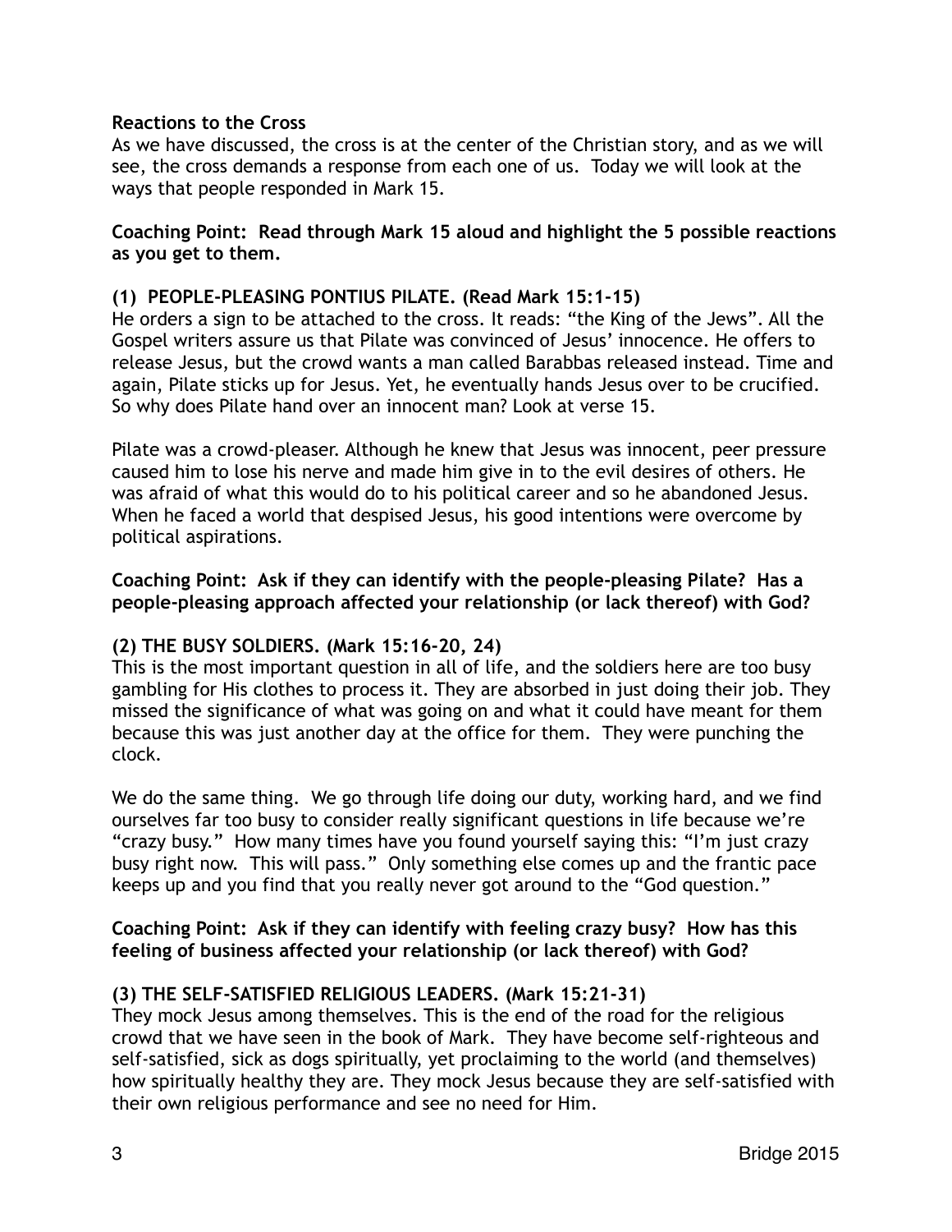**Reactions to the Cross**

As we have discussed, the cross is at the center of the Christian story, and as we will see, the cross demands a response from each one of us. Today we will look at the ways that people responded in Mark 15.

**Coaching Point: Read through Mark 15 aloud and highlight the 5 possible reactions as you get to them.**

**(1) PEOPLE-PLEASING PONTIUS PILATE. (Read Mark 15:1-15)**

He orders a sign to be attached to the cross. It reads: "the King of the Jews". All the Gospel writers assure us that Pilate was convinced of Jesus' innocence. He offers to release Jesus, but the crowd wants a man called Barabbas released instead. Time and again, Pilate sticks up for Jesus. Yet, he eventually hands Jesus over to be crucified. So why does Pilate hand over an innocent man? Look at verse 15.

Pilate was a crowd-pleaser. Although he knew that Jesus was innocent, peer pressure caused him to lose his nerve and made him give in to the evil desires of others. He was afraid of what this would do to his political career and so he abandoned Jesus. When he faced a world that despised Jesus, his good intentions were overcome by political aspirations.

**Coaching Point: Ask if they can identify with the people-pleasing Pilate? Has a people-pleasing approach affected your relationship (or lack thereof) with God?**

**(2) THE BUSY SOLDIERS. (Mark 15:16-20, 24)**

This is the most important question in all of life, and the soldiers here are too busy gambling for His clothes to process it. They are absorbed in just doing their job. They missed the significance of what was going on and what it could have meant for them because this was just another day at the office for them. They were punching the clock.

We do the same thing. We go through life doing our duty, working hard, and we find ourselves far too busy to consider really significant questions in life because we're "crazy busy." How many times have you found yourself saying this: "I'm just crazy busy right now. This will pass." Only something else comes up and the frantic pace keeps up and you find that you really never got around to the "God question."

**Coaching Point: Ask if they can identify with feeling crazy busy? How has this feeling of business affected your relationship (or lack thereof) with God?**

**(3) THE SELF-SATISFIED RELIGIOUS LEADERS. (Mark 15:21-31)**

They mock Jesus among themselves. This is the end of the road for the religious crowd that we have seen in the book of Mark. They have become self-righteous and self-satisfied, sick as dogs spiritually, yet proclaiming to the world (and themselves) how spiritually healthy they are. They mock Jesus because they are self-satisfied with their own religious performance and see no need for Him.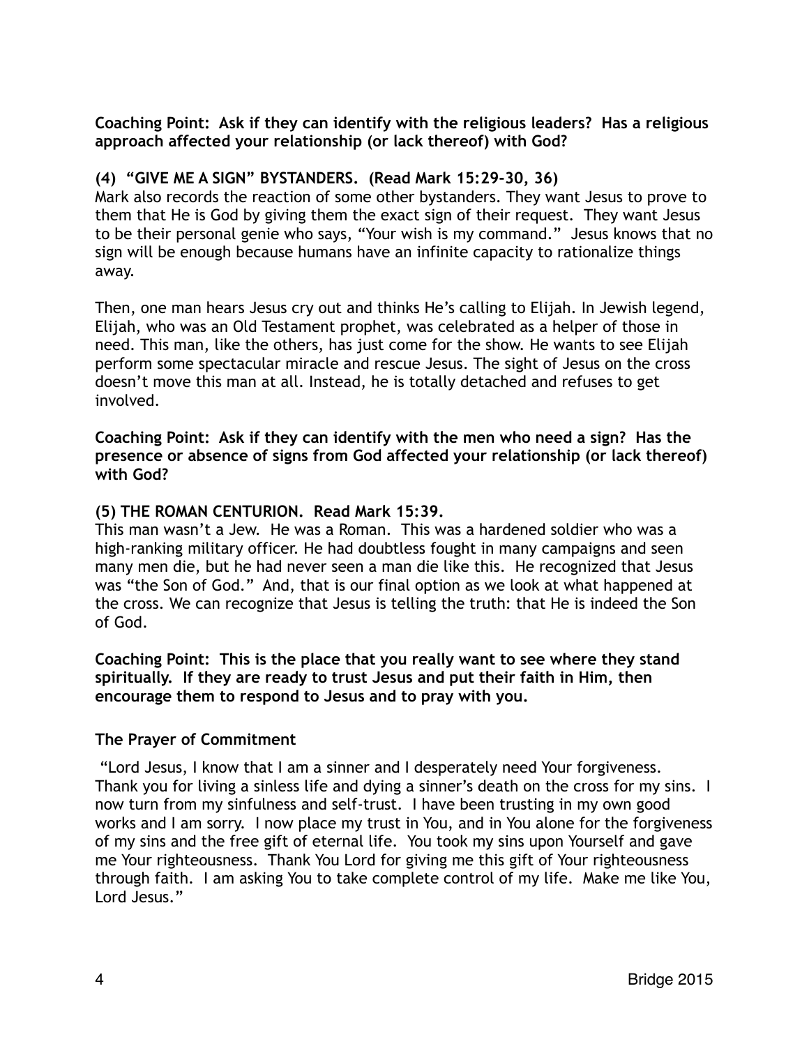**Coaching Point: Ask if they can identify with the religious leaders? Has a religious approach affected your relationship (or lack thereof) with God?**

**(4) "GIVE ME A SIGN" BYSTANDERS. (Read Mark 15:29-30, 36)**

Mark also records the reaction of some other bystanders. They want Jesus to prove to them that He is God by giving them the exact sign of their request. They want Jesus to be their personal genie who says, "Your wish is my command." Jesus knows that no sign will be enough because humans have an infinite capacity to rationalize things away.

Then, one man hears Jesus cry out and thinks He's calling to Elijah. In Jewish legend, Elijah, who was an Old Testament prophet, was celebrated as a helper of those in need. This man, like the others, has just come for the show. He wants to see Elijah perform some spectacular miracle and rescue Jesus. The sight of Jesus on the cross doesn't move this man at all. Instead, he is totally detached and refuses to get involved.

**Coaching Point: Ask if they can identify with the men who need a sign? Has the presence or absence of signs from God affected your relationship (or lack thereof) with God?**

**(5) THE ROMAN CENTURION. Read Mark 15:39.**

This man wasn't a Jew. He was a Roman. This was a hardened soldier who was a high-ranking military officer. He had doubtless fought in many campaigns and seen many men die, but he had never seen a man die like this. He recognized that Jesus was "the Son of God." And, that is our final option as we look at what happened at the cross. We can recognize that Jesus is telling the truth: that He is indeed the Son of God.

**Coaching Point: This is the place that you really want to see where they stand spiritually. If they are ready to trust Jesus and put their faith in Him, then encourage them to respond to Jesus and to pray with you.**

**The Prayer of Commitment**

"Lord Jesus, I know that I am a sinner and I desperately need Your forgiveness. Thank you for living a sinless life and dying a sinner's death on the cross for my sins. I now turn from my sinfulness and self-trust. I have been trusting in my own good works and I am sorry. I now place my trust in You, and in You alone for the forgiveness of my sins and the free gift of eternal life. You took my sins upon Yourself and gave me Your righteousness. Thank You Lord for giving me this gift of Your righteousness through faith. I am asking You to take complete control of my life. Make me like You, Lord Jesus."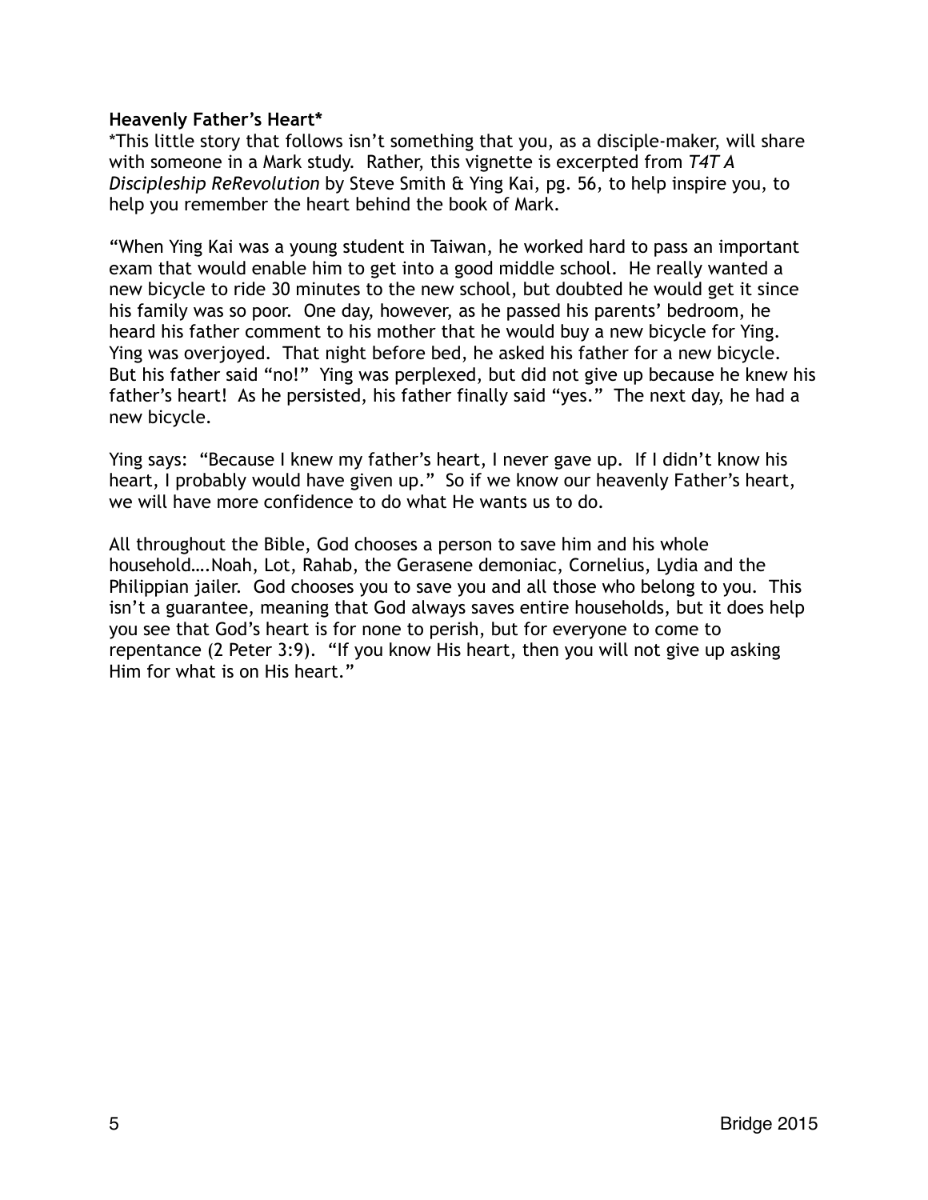**Heavenly Father's Heart***

*This little story that follows isn't something that you, as a disciple-maker, will share with someone in a Mark study. Rather, this vignette is excerpted from *T4T A Discipleship ReRevolution* by Steve Smith & Ying Kai, pg. 56, to help inspire you, to help you remember the heart behind the book of Mark.

"When Ying Kai was a young student in Taiwan, he worked hard to pass an important exam that would enable him to get into a good middle school. He really wanted a new bicycle to ride 30 minutes to the new school, but doubted he would get it since his family was so poor. One day, however, as he passed his parents' bedroom, he heard his father comment to his mother that he would buy a new bicycle for Ying. Ying was overjoyed. That night before bed, he asked his father for a new bicycle. But his father said "no!" Ying was perplexed, but did not give up because he knew his father's heart! As he persisted, his father finally said "yes." The next day, he had a new bicycle.

Ying says: "Because I knew my father's heart, I never gave up. If I didn't know his heart, I probably would have given up." So if we know our heavenly Father's heart, we will have more confidence to do what He wants us to do.

All throughout the Bible, God chooses a person to save him and his whole household….Noah, Lot, Rahab, the Gerasene demoniac, Cornelius, Lydia and the Philippian jailer. God chooses you to save you and all those who belong to you. This isn't a guarantee, meaning that God always saves entire households, but it does help you see that God's heart is for none to perish, but for everyone to come to repentance (2 Peter 3:9). "If you know His heart, then you will not give up asking Him for what is on His heart."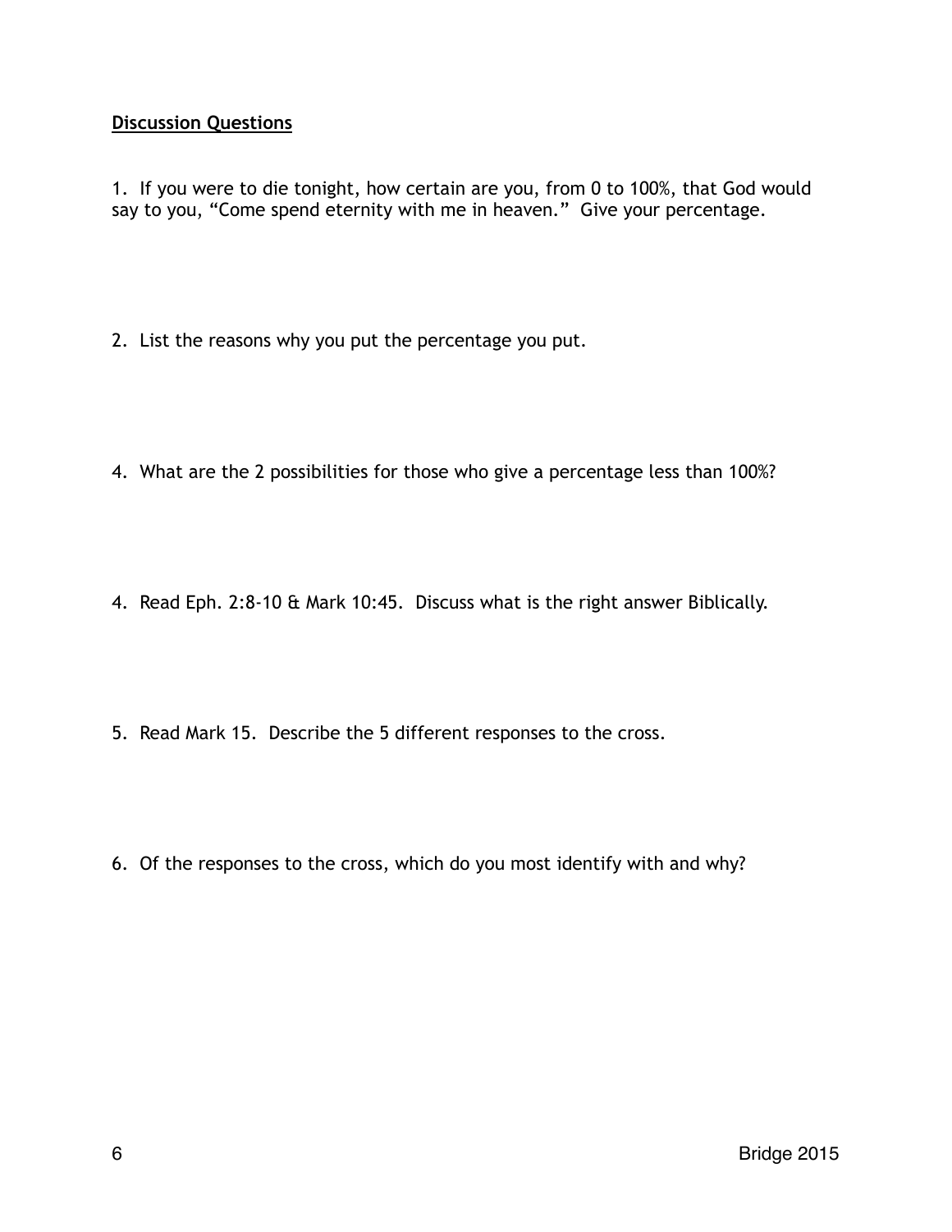**<u>Discussion Questions</u>**

1. If you were to die tonight, how certain are you, from 0 to 100%, that God would say to you, “Come spend eternity with me in heaven.” Give your percentage.

2. List the reasons why you put the percentage you put.

4. What are the 2 possibilities for those who give a percentage less than 100%?

4. Read Eph. 2:8-10 & Mark 10:45. Discuss what is the right answer Biblically.

5. Read Mark 15. Describe the 5 different responses to the cross.

6. Of the responses to the cross, which do you most identify with and why?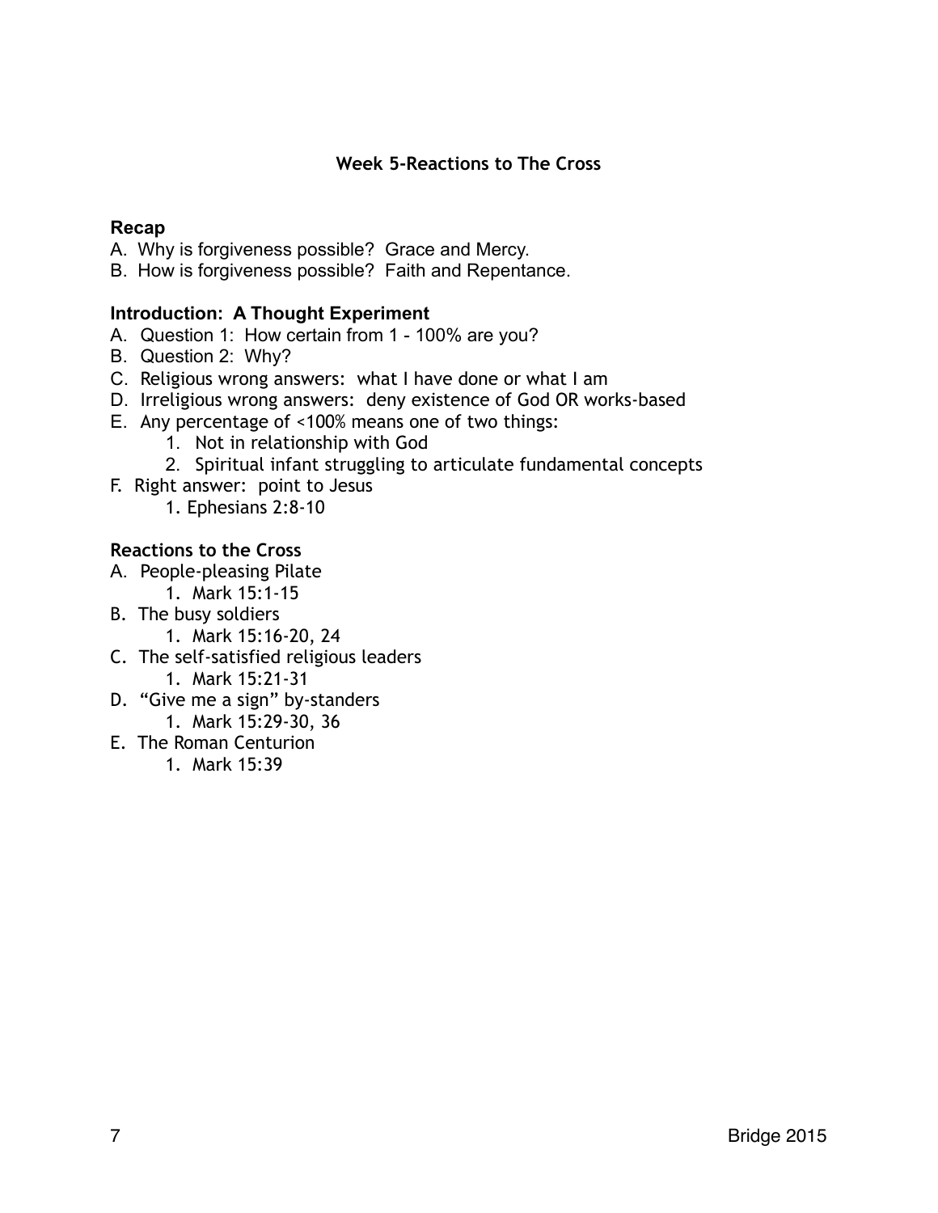## Week 5-Reactions to The Cross

### Recap

A. Why is forgiveness possible? Grace and Mercy.
B. How is forgiveness possible? Faith and Repentance.

### Introduction: A Thought Experiment

A. Question 1: How certain from 1 - 100% are you?
B. Question 2: Why?
C. Religious wrong answers: what I have done or what I am
D. Irreligious wrong answers: deny existence of God OR works-based
E. Any percentage of <100% means one of two things:
    1. Not in relationship with God
    2. Spiritual infant struggling to articulate fundamental concepts
F. Right answer: point to Jesus
    1. Ephesians 2:8-10

### Reactions to the Cross

A. People-pleasing Pilate
    1. Mark 15:1-15
B. The busy soldiers
    1. Mark 15:16-20, 24
C. The self-satisfied religious leaders
    1. Mark 15:21-31
D. "Give me a sign" by-standers
    1. Mark 15:29-30, 36
E. The Roman Centurion
    1. Mark 15:39